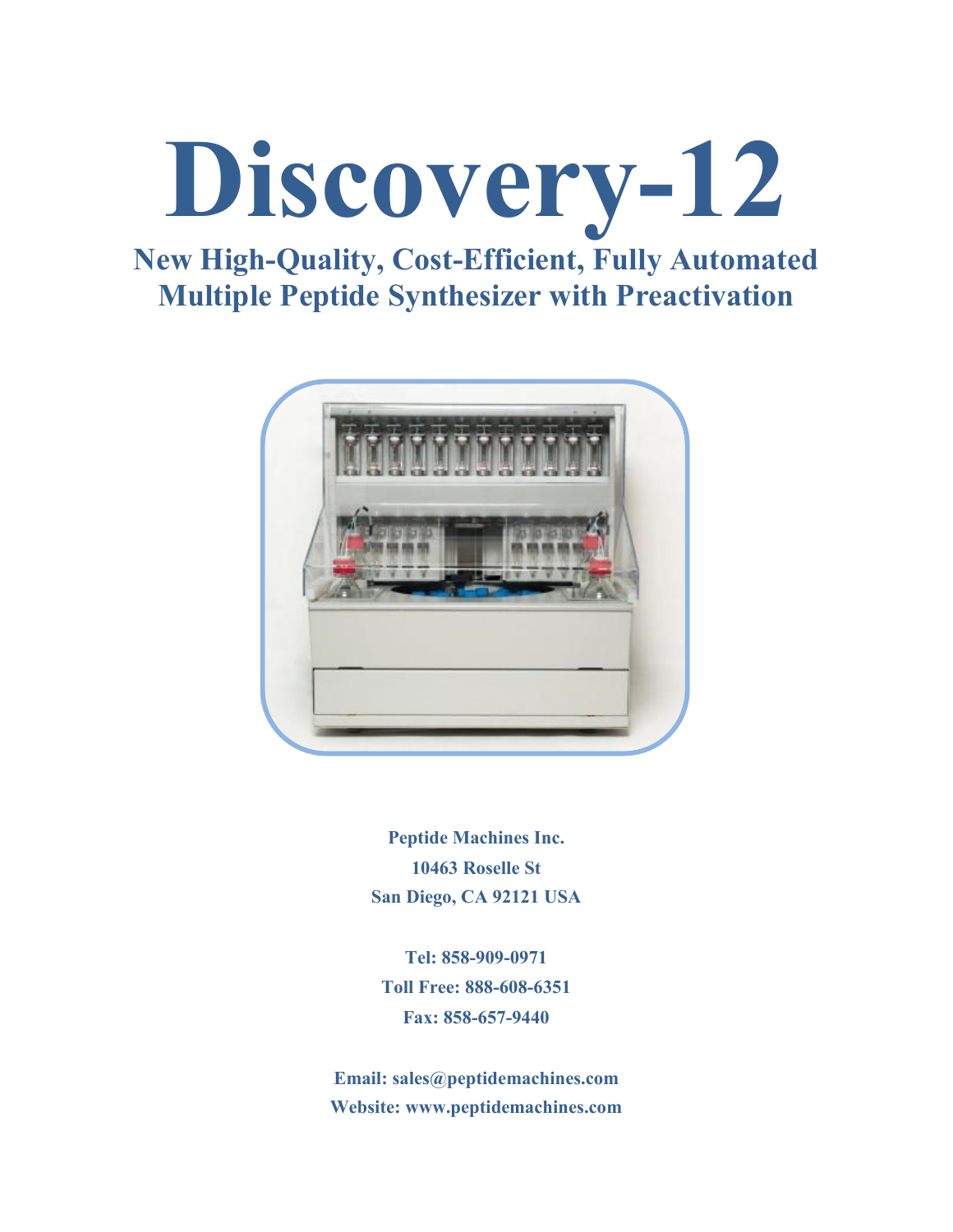# Discovery-12

## New High-Quality, Cost-Efficient, Fully Automated Multiple Peptide Synthesizer with Preactivation

**Peptide Machines Inc.**
**10463 Roselle St**
**San Diego, CA 92121 USA**

**Tel: 858-909-0971**
**Toll Free: 888-608-6351**
**Fax: 858-657-9440**

**Email: sales@peptidemachines.com**
**Website: www.peptidemachines.com**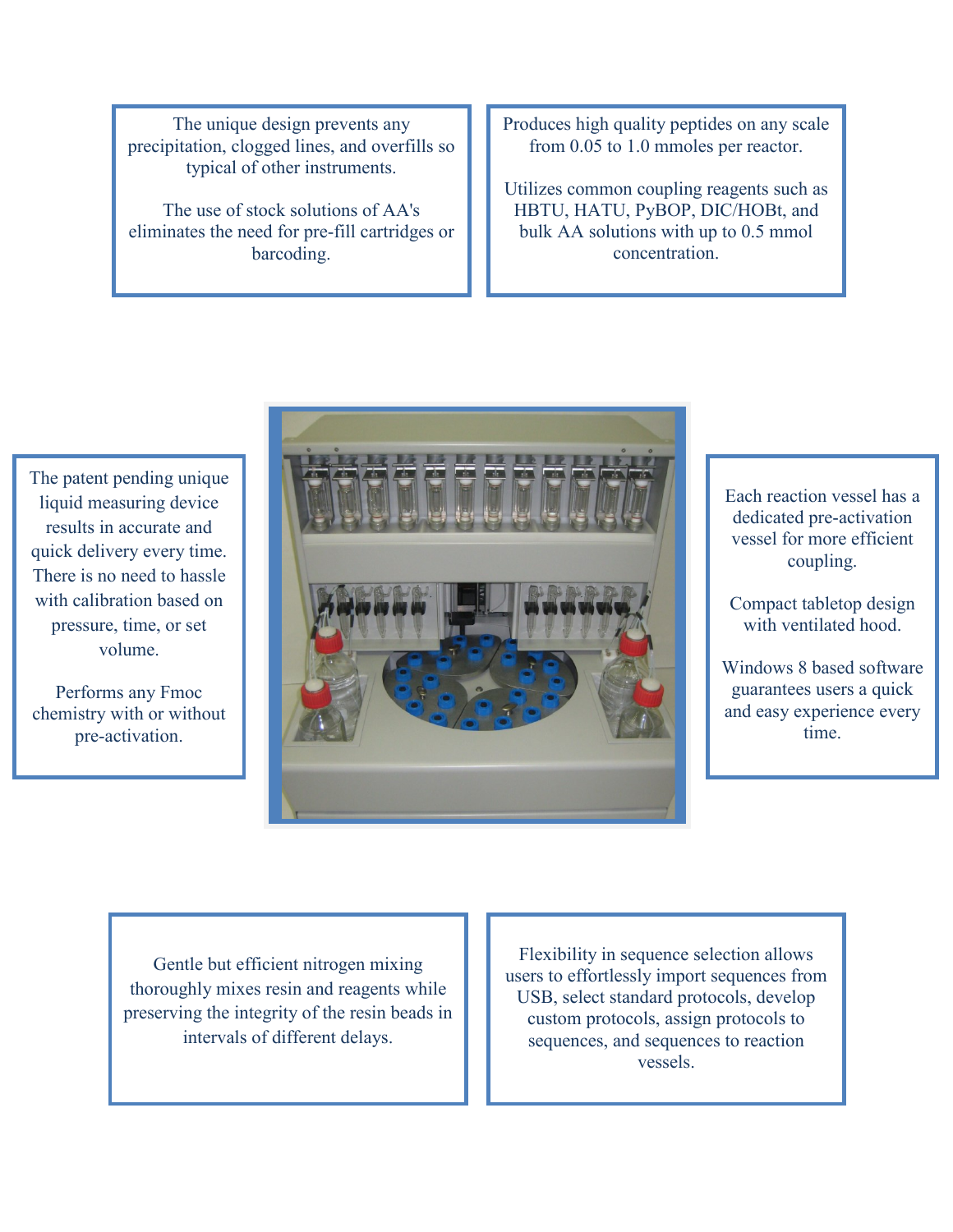The unique design prevents any precipitation, clogged lines, and overfills so typical of other instruments.

The use of stock solutions of AA's eliminates the need for pre-fill cartridges or barcoding.

Produces high quality peptides on any scale from 0.05 to 1.0 mmoles per reactor.

Utilizes common coupling reagents such as HBTU, HATU, PyBOP, DIC/HOBt, and bulk AA solutions with up to 0.5 mmol concentration.

The patent pending unique liquid measuring device results in accurate and quick delivery every time. There is no need to hassle with calibration based on pressure, time, or set volume.

Performs any Fmoc chemistry with or without pre-activation.

Each reaction vessel has a dedicated pre-activation vessel for more efficient coupling.

Compact tabletop design with ventilated hood.

Windows 8 based software guarantees users a quick and easy experience every time.

Gentle but efficient nitrogen mixing thoroughly mixes resin and reagents while preserving the integrity of the resin beads in intervals of different delays.

Flexibility in sequence selection allows users to effortlessly import sequences from USB, select standard protocols, develop custom protocols, assign protocols to sequences, and sequences to reaction vessels.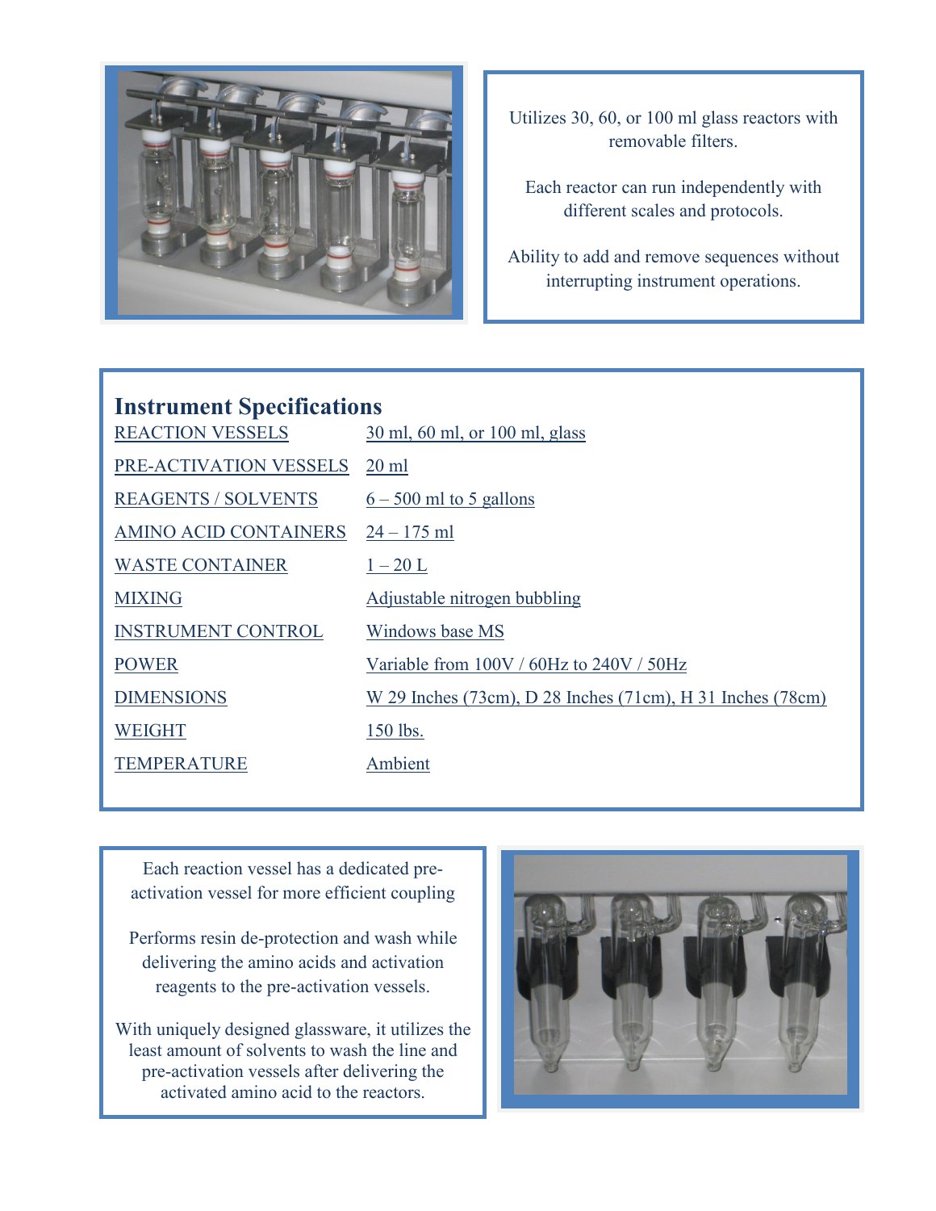Utilizes 30, 60, or 100 ml glass reactors with removable filters.

Each reactor can run independently with different scales and protocols.

Ability to add and remove sequences without interrupting instrument operations.

## Instrument Specifications

| | |
|---|---|
| REACTION VESSELS | 30 ml, 60 ml, or 100 ml, glass |
| PRE-ACTIVATION VESSELS | 20 ml |
| REAGENTS / SOLVENTS | 6 – 500 ml to 5 gallons |
| AMINO ACID CONTAINERS | 24 – 175 ml |
| WASTE CONTAINER | 1 – 20 L |
| MIXING | Adjustable nitrogen bubbling |
| INSTRUMENT CONTROL | Windows base MS |
| POWER | Variable from 100V / 60Hz to 240V / 50Hz |
| DIMENSIONS | W 29 Inches (73cm), D 28 Inches (71cm), H 31 Inches (78cm) |
| WEIGHT | 150 lbs. |
| TEMPERATURE | Ambient |

Each reaction vessel has a dedicated pre-activation vessel for more efficient coupling

Performs resin de-protection and wash while delivering the amino acids and activation reagents to the pre-activation vessels.

With uniquely designed glassware, it utilizes the least amount of solvents to wash the line and pre-activation vessels after delivering the activated amino acid to the reactors.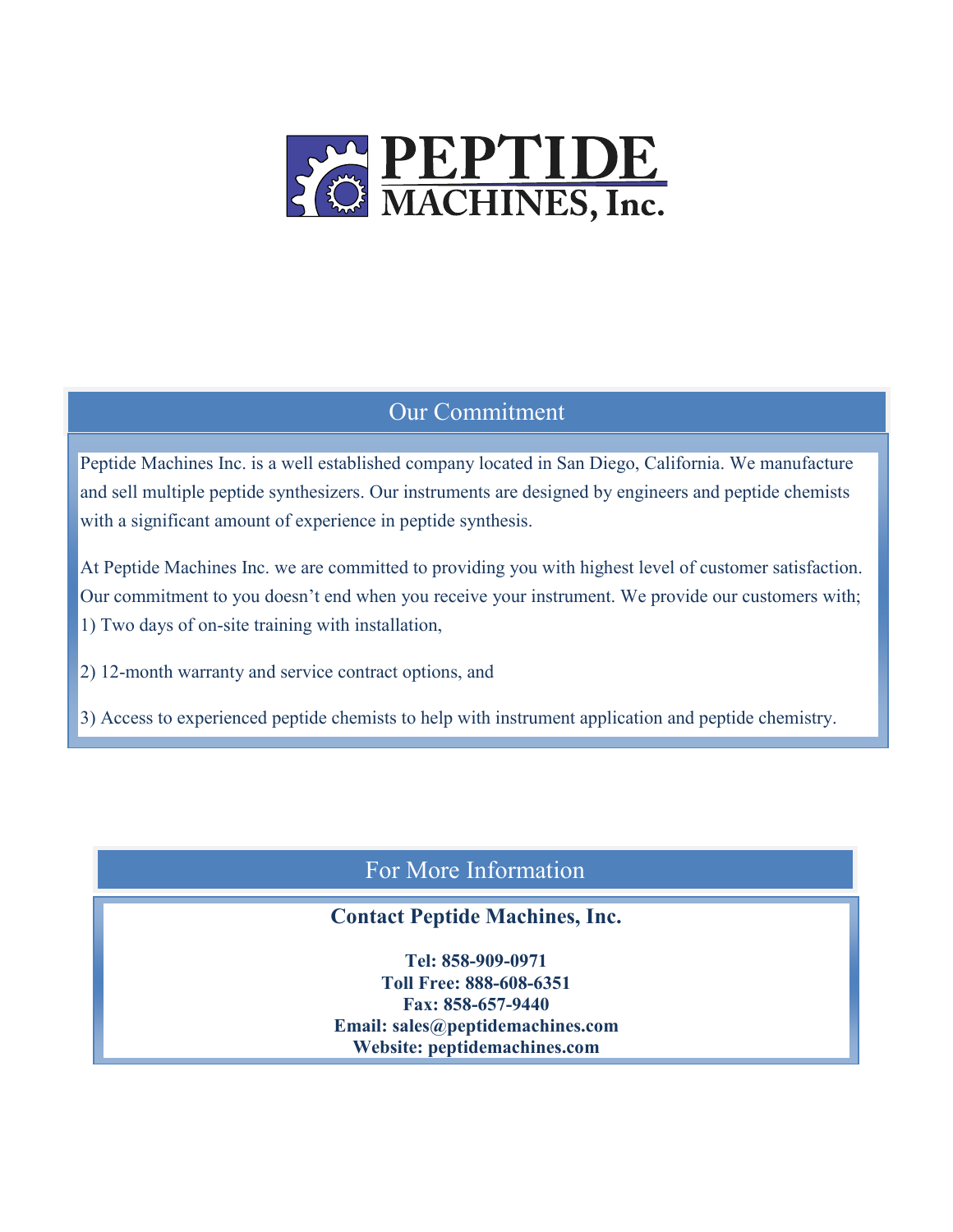# PEPTIDE MACHINES, Inc.

## Our Commitment

Peptide Machines Inc. is a well established company located in San Diego, California. We manufacture and sell multiple peptide synthesizers. Our instruments are designed by engineers and peptide chemists with a significant amount of experience in peptide synthesis.

At Peptide Machines Inc. we are committed to providing you with highest level of customer satisfaction. Our commitment to you doesn't end when you receive your instrument. We provide our customers with;
1) Two days of on-site training with installation,

2) 12-month warranty and service contract options, and

3) Access to experienced peptide chemists to help with instrument application and peptide chemistry.

## For More Information

**Contact Peptide Machines, Inc.**

**Tel: 858-909-0971**
**Toll Free: 888-608-6351**
**Fax: 858-657-9440**
**Email: sales@peptidemachines.com**
**Website: peptidemachines.com**